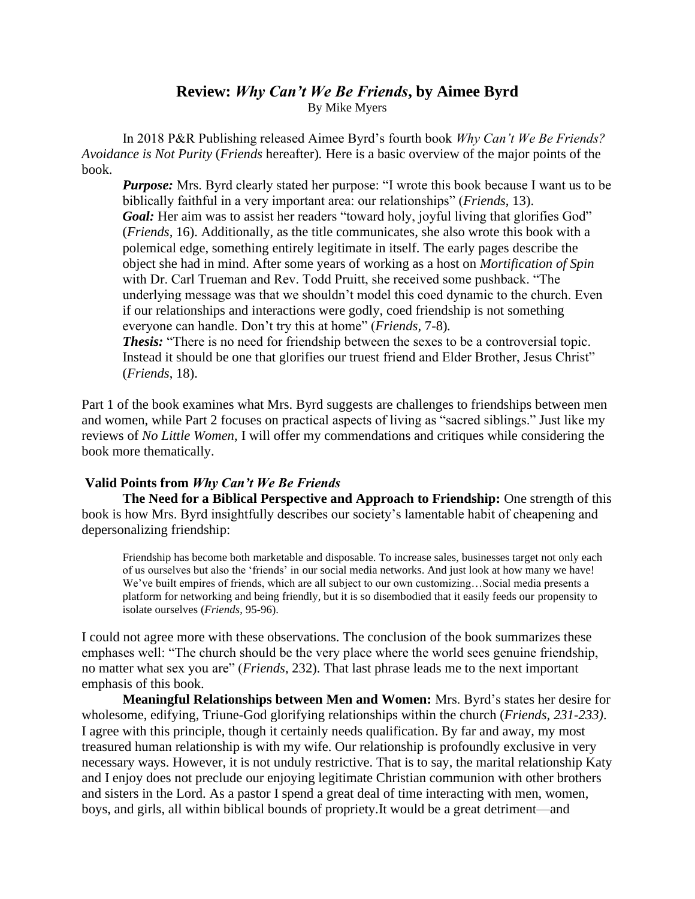# Review: *Why Can't We Be Friends*, by Aimee Byrd

By Mike Myers

In 2018 P&R Publishing released Aimee Byrd's fourth book *Why Can't We Be Friends? Avoidance is Not Purity* (*Friends* hereafter). Here is a basic overview of the major points of the book.

> ***Purpose:*** Mrs. Byrd clearly stated her purpose: "I wrote this book because I want us to be biblically faithful in a very important area: our relationships" (*Friends*, 13).
>
> ***Goal:*** Her aim was to assist her readers "toward holy, joyful living that glorifies God" (*Friends,* 16). Additionally, as the title communicates, she also wrote this book with a polemical edge, something entirely legitimate in itself. The early pages describe the object she had in mind. After some years of working as a host on *Mortification of Spin* with Dr. Carl Trueman and Rev. Todd Pruitt, she received some pushback. "The underlying message was that we shouldn't model this coed dynamic to the church. Even if our relationships and interactions were godly, coed friendship is not something everyone can handle. Don't try this at home" (*Friends,* 7-8)*.*
>
> ***Thesis:*** "There is no need for friendship between the sexes to be a controversial topic. Instead it should be one that glorifies our truest friend and Elder Brother, Jesus Christ" (*Friends*, 18).

Part 1 of the book examines what Mrs. Byrd suggests are challenges to friendships between men and women, while Part 2 focuses on practical aspects of living as "sacred siblings." Just like my reviews of *No Little Women*, I will offer my commendations and critiques while considering the book more thematically.

### Valid Points from *Why Can't We Be Friends*

**The Need for a Biblical Perspective and Approach to Friendship:** One strength of this book is how Mrs. Byrd insightfully describes our society's lamentable habit of cheapening and depersonalizing friendship:

> Friendship has become both marketable and disposable. To increase sales, businesses target not only each of us ourselves but also the 'friends' in our social media networks. And just look at how many we have! We've built empires of friends, which are all subject to our own customizing…Social media presents a platform for networking and being friendly, but it is so disembodied that it easily feeds our propensity to isolate ourselves (*Friends*, 95-96).

I could not agree more with these observations. The conclusion of the book summarizes these emphases well: "The church should be the very place where the world sees genuine friendship, no matter what sex you are" (*Friends*, 232). That last phrase leads me to the next important emphasis of this book.

**Meaningful Relationships between Men and Women:** Mrs. Byrd's states her desire for wholesome, edifying, Triune-God glorifying relationships within the church (*Friends*, *231-233)*. I agree with this principle, though it certainly needs qualification. By far and away, my most treasured human relationship is with my wife. Our relationship is profoundly exclusive in very necessary ways. However, it is not unduly restrictive. That is to say, the marital relationship Katy and I enjoy does not preclude our enjoying legitimate Christian communion with other brothers and sisters in the Lord. As a pastor I spend a great deal of time interacting with men, women, boys, and girls, all within biblical bounds of propriety.It would be a great detriment—and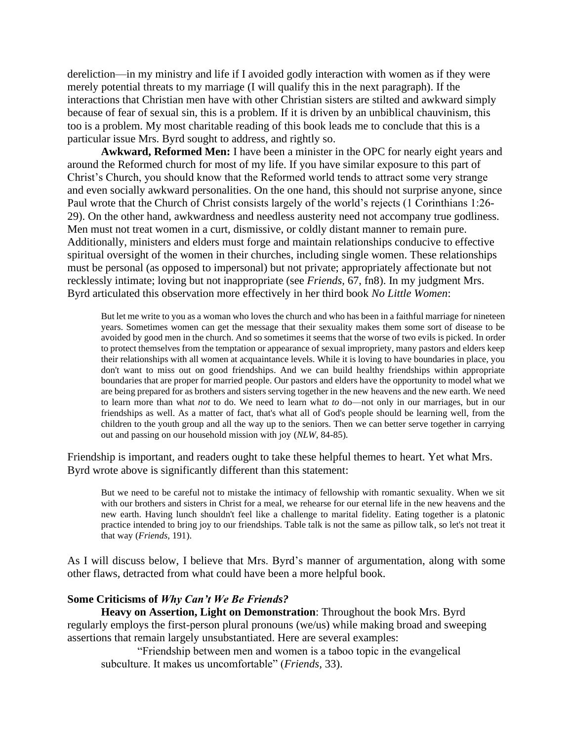dereliction—in my ministry and life if I avoided godly interaction with women as if they were merely potential threats to my marriage (I will qualify this in the next paragraph). If the interactions that Christian men have with other Christian sisters are stilted and awkward simply because of fear of sexual sin, this is a problem. If it is driven by an unbiblical chauvinism, this too is a problem. My most charitable reading of this book leads me to conclude that this is a particular issue Mrs. Byrd sought to address, and rightly so.

**Awkward, Reformed Men:** I have been a minister in the OPC for nearly eight years and around the Reformed church for most of my life. If you have similar exposure to this part of Christ's Church, you should know that the Reformed world tends to attract some very strange and even socially awkward personalities. On the one hand, this should not surprise anyone, since Paul wrote that the Church of Christ consists largely of the world's rejects (1 Corinthians 1:26-29). On the other hand, awkwardness and needless austerity need not accompany true godliness. Men must not treat women in a curt, dismissive, or coldly distant manner to remain pure. Additionally, ministers and elders must forge and maintain relationships conducive to effective spiritual oversight of the women in their churches, including single women. These relationships must be personal (as opposed to impersonal) but not private; appropriately affectionate but not recklessly intimate; loving but not inappropriate (see *Friends*, 67, fn8). In my judgment Mrs. Byrd articulated this observation more effectively in her third book *No Little Women*:

> But let me write to you as a woman who loves the church and who has been in a faithful marriage for nineteen years. Sometimes women can get the message that their sexuality makes them some sort of disease to be avoided by good men in the church. And so sometimes it seems that the worse of two evils is picked. In order to protect themselves from the temptation or appearance of sexual impropriety, many pastors and elders keep their relationships with all women at acquaintance levels. While it is loving to have boundaries in place, you don't want to miss out on good friendships. And we can build healthy friendships within appropriate boundaries that are proper for married people. Our pastors and elders have the opportunity to model what we are being prepared for as brothers and sisters serving together in the new heavens and the new earth. We need to learn more than what *not* to do. We need to learn what *to* do—not only in our marriages, but in our friendships as well. As a matter of fact, that's what all of God's people should be learning well, from the children to the youth group and all the way up to the seniors. Then we can better serve together in carrying out and passing on our household mission with joy (*NLW*, 84-85).

Friendship is important, and readers ought to take these helpful themes to heart. Yet what Mrs. Byrd wrote above is significantly different than this statement:

> But we need to be careful not to mistake the intimacy of fellowship with romantic sexuality. When we sit with our brothers and sisters in Christ for a meal, we rehearse for our eternal life in the new heavens and the new earth. Having lunch shouldn't feel like a challenge to marital fidelity. Eating together is a platonic practice intended to bring joy to our friendships. Table talk is not the same as pillow talk, so let's not treat it that way (*Friends*, 191).

As I will discuss below, I believe that Mrs. Byrd's manner of argumentation, along with some other flaws, detracted from what could have been a more helpful book.

**Some Criticisms of *Why Can't We Be Friends?***

**Heavy on Assertion, Light on Demonstration**: Throughout the book Mrs. Byrd regularly employs the first-person plural pronouns (we/us) while making broad and sweeping assertions that remain largely unsubstantiated. Here are several examples:

> "Friendship between men and women is a taboo topic in the evangelical subculture. It makes us uncomfortable" (*Friends*, 33).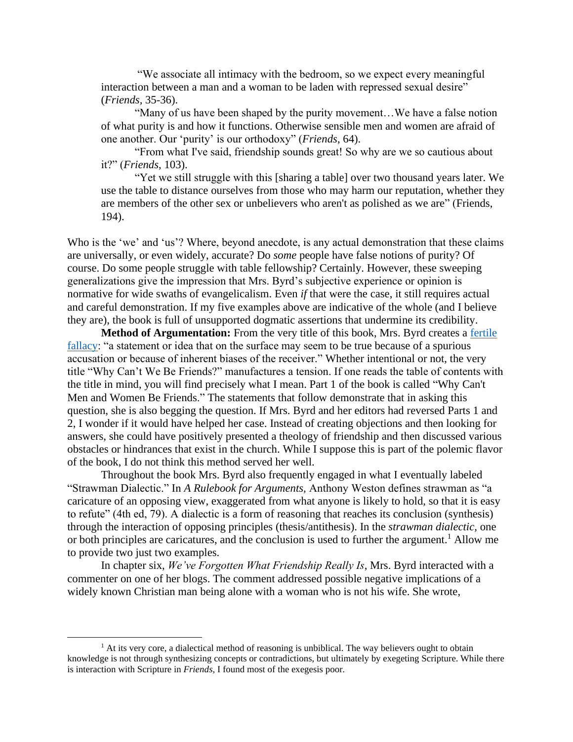> "We associate all intimacy with the bedroom, so we expect every meaningful interaction between a man and a woman to be laden with repressed sexual desire" (*Friends*, 35-36).
>
> "Many of us have been shaped by the purity movement…We have a false notion of what purity is and how it functions. Otherwise sensible men and women are afraid of one another. Our 'purity' is our orthodoxy" (*Friends*, 64).
>
> "From what I've said, friendship sounds great! So why are we so cautious about it?" (*Friends*, 103).
>
> "Yet we still struggle with this [sharing a table] over two thousand years later. We use the table to distance ourselves from those who may harm our reputation, whether they are members of the other sex or unbelievers who aren't as polished as we are" (Friends, 194).

Who is the 'we' and 'us'? Where, beyond anecdote, is any actual demonstration that these claims are universally, or even widely, accurate? Do *some* people have false notions of purity? Of course. Do some people struggle with table fellowship? Certainly. However, these sweeping generalizations give the impression that Mrs. Byrd's subjective experience or opinion is normative for wide swaths of evangelicalism. Even *if* that were the case, it still requires actual and careful demonstration. If my five examples above are indicative of the whole (and I believe they are), the book is full of unsupported dogmatic assertions that undermine its credibility.

**Method of Argumentation:** From the very title of this book, Mrs. Byrd creates a fertile fallacy: "a statement or idea that on the surface may seem to be true because of a spurious accusation or because of inherent biases of the receiver." Whether intentional or not, the very title "Why Can't We Be Friends?" manufactures a tension. If one reads the table of contents with the title in mind, you will find precisely what I mean. Part 1 of the book is called "Why Can't Men and Women Be Friends." The statements that follow demonstrate that in asking this question, she is also begging the question. If Mrs. Byrd and her editors had reversed Parts 1 and 2, I wonder if it would have helped her case. Instead of creating objections and then looking for answers, she could have positively presented a theology of friendship and then discussed various obstacles or hindrances that exist in the church. While I suppose this is part of the polemic flavor of the book, I do not think this method served her well.

Throughout the book Mrs. Byrd also frequently engaged in what I eventually labeled "Strawman Dialectic." In *A Rulebook for Arguments,* Anthony Weston defines strawman as "a caricature of an opposing view, exaggerated from what anyone is likely to hold, so that it is easy to refute" (4th ed, 79). A dialectic is a form of reasoning that reaches its conclusion (synthesis) through the interaction of opposing principles (thesis/antithesis). In the *strawman dialectic*, one or both principles are caricatures, and the conclusion is used to further the argument.[1] Allow me to provide two just two examples.

In chapter six, *We've Forgotten What Friendship Really Is*, Mrs. Byrd interacted with a commenter on one of her blogs. The comment addressed possible negative implications of a widely known Christian man being alone with a woman who is not his wife. She wrote,

[1] At its very core, a dialectical method of reasoning is unbiblical. The way believers ought to obtain knowledge is not through synthesizing concepts or contradictions, but ultimately by exegeting Scripture. While there is interaction with Scripture in *Friends*, I found most of the exegesis poor.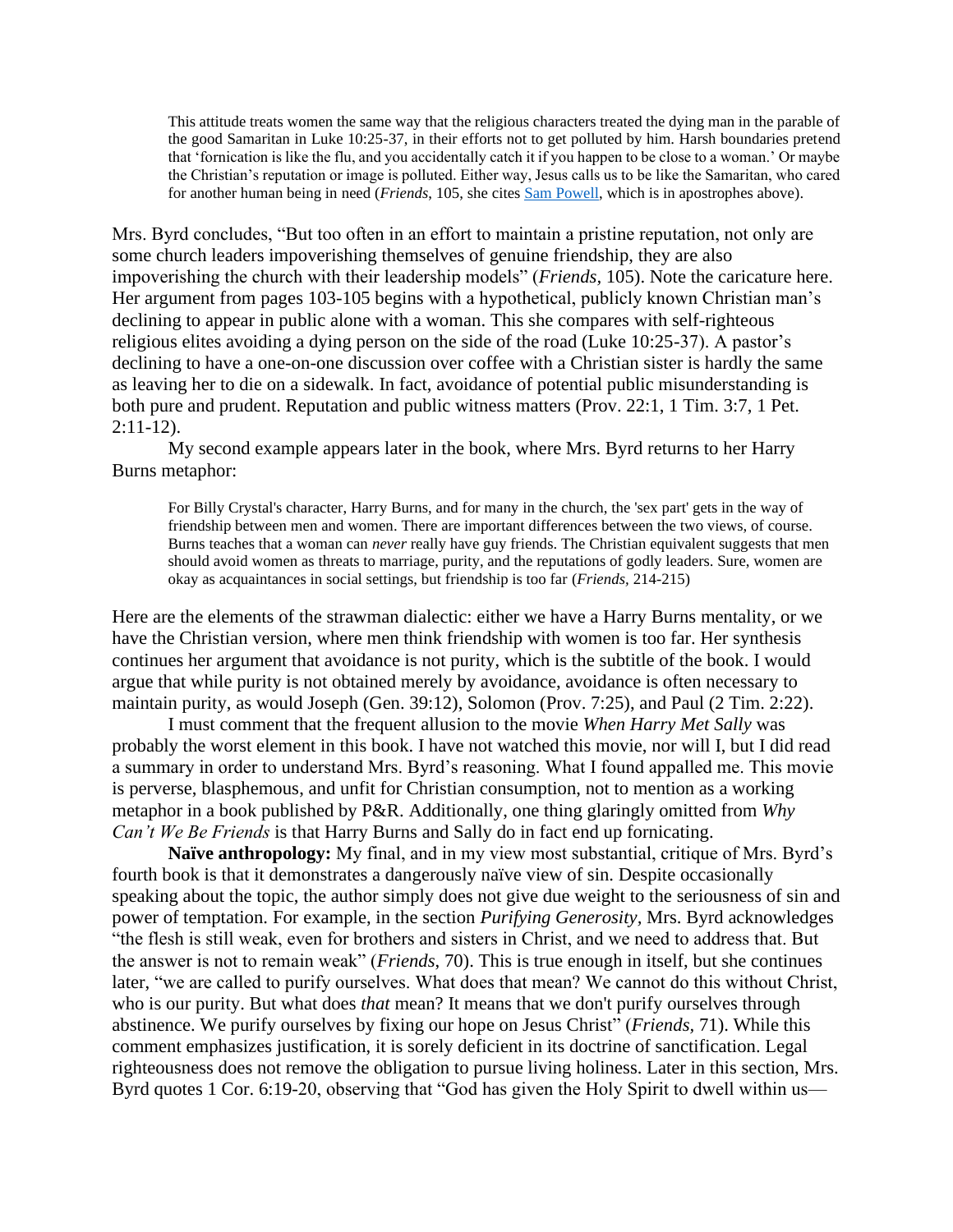> This attitude treats women the same way that the religious characters treated the dying man in the parable of the good Samaritan in Luke 10:25-37, in their efforts not to get polluted by him. Harsh boundaries pretend that 'fornication is like the flu, and you accidentally catch it if you happen to be close to a woman.' Or maybe the Christian's reputation or image is polluted. Either way, Jesus calls us to be like the Samaritan, who cared for another human being in need (*Friends*, 105, she cites Sam Powell, which is in apostrophes above).

Mrs. Byrd concludes, "But too often in an effort to maintain a pristine reputation, not only are some church leaders impoverishing themselves of genuine friendship, they are also impoverishing the church with their leadership models" (*Friends*, 105). Note the caricature here. Her argument from pages 103-105 begins with a hypothetical, publicly known Christian man's declining to appear in public alone with a woman. This she compares with self-righteous religious elites avoiding a dying person on the side of the road (Luke 10:25-37). A pastor's declining to have a one-on-one discussion over coffee with a Christian sister is hardly the same as leaving her to die on a sidewalk. In fact, avoidance of potential public misunderstanding is both pure and prudent. Reputation and public witness matters (Prov. 22:1, 1 Tim. 3:7, 1 Pet. 2:11-12).

My second example appears later in the book, where Mrs. Byrd returns to her Harry Burns metaphor:

> For Billy Crystal's character, Harry Burns, and for many in the church, the 'sex part' gets in the way of friendship between men and women. There are important differences between the two views, of course. Burns teaches that a woman can *never* really have guy friends. The Christian equivalent suggests that men should avoid women as threats to marriage, purity, and the reputations of godly leaders. Sure, women are okay as acquaintances in social settings, but friendship is too far (*Friends*, 214-215)

Here are the elements of the strawman dialectic: either we have a Harry Burns mentality, or we have the Christian version, where men think friendship with women is too far. Her synthesis continues her argument that avoidance is not purity, which is the subtitle of the book. I would argue that while purity is not obtained merely by avoidance, avoidance is often necessary to maintain purity, as would Joseph (Gen. 39:12), Solomon (Prov. 7:25), and Paul (2 Tim. 2:22).

I must comment that the frequent allusion to the movie *When Harry Met Sally* was probably the worst element in this book. I have not watched this movie, nor will I, but I did read a summary in order to understand Mrs. Byrd's reasoning. What I found appalled me. This movie is perverse, blasphemous, and unfit for Christian consumption, not to mention as a working metaphor in a book published by P&R. Additionally, one thing glaringly omitted from *Why Can't We Be Friends* is that Harry Burns and Sally do in fact end up fornicating.

**Naïve anthropology:** My final, and in my view most substantial, critique of Mrs. Byrd's fourth book is that it demonstrates a dangerously naïve view of sin. Despite occasionally speaking about the topic, the author simply does not give due weight to the seriousness of sin and power of temptation. For example, in the section *Purifying Generosity*, Mrs. Byrd acknowledges "the flesh is still weak, even for brothers and sisters in Christ, and we need to address that. But the answer is not to remain weak" (*Friends*, 70). This is true enough in itself, but she continues later, "we are called to purify ourselves. What does that mean? We cannot do this without Christ, who is our purity. But what does *that* mean? It means that we don't purify ourselves through abstinence. We purify ourselves by fixing our hope on Jesus Christ" (*Friends*, 71). While this comment emphasizes justification, it is sorely deficient in its doctrine of sanctification. Legal righteousness does not remove the obligation to pursue living holiness. Later in this section, Mrs. Byrd quotes 1 Cor. 6:19-20, observing that "God has given the Holy Spirit to dwell within us—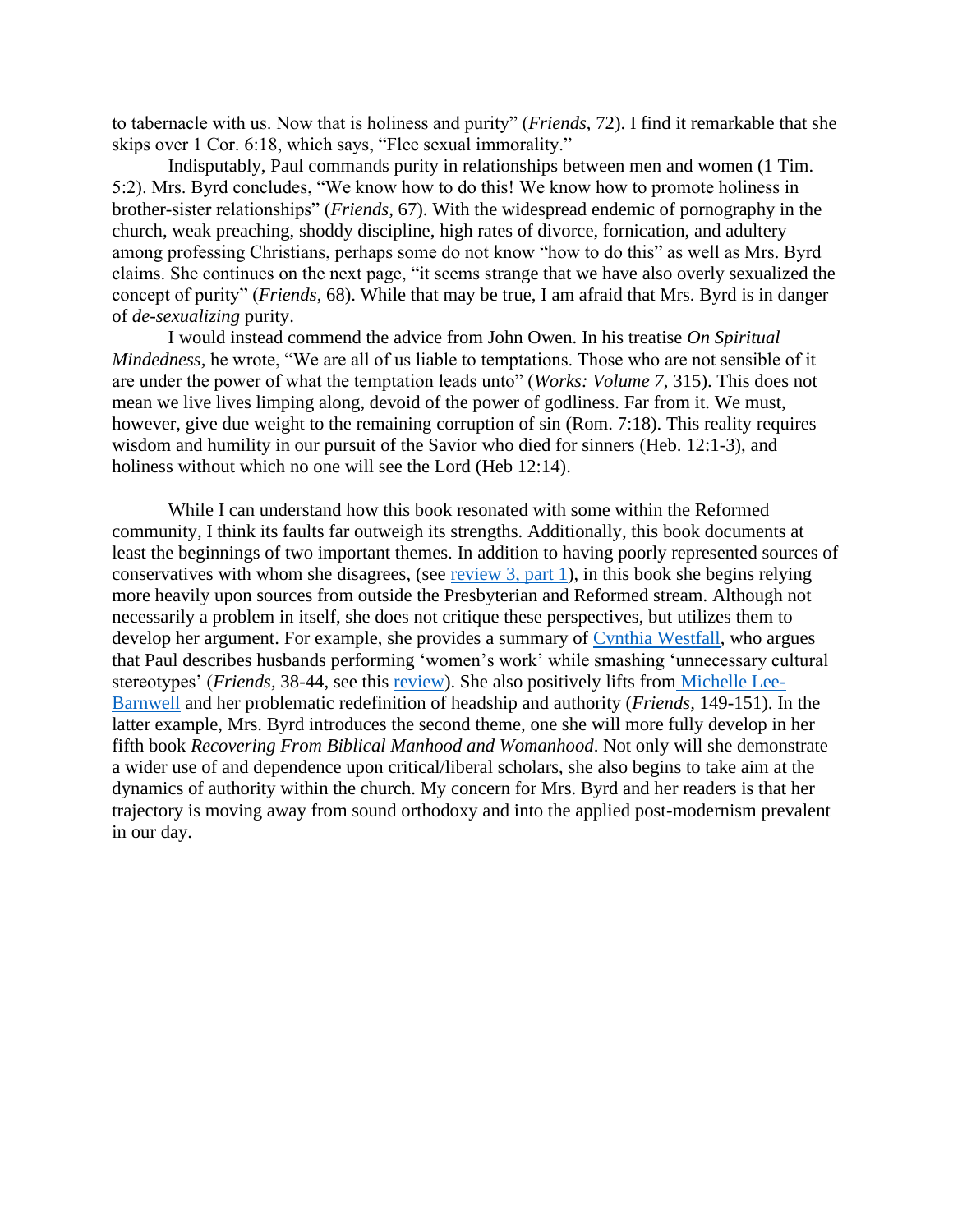to tabernacle with us. Now that is holiness and purity" (*Friends*, 72). I find it remarkable that she skips over 1 Cor. 6:18, which says, "Flee sexual immorality."

Indisputably, Paul commands purity in relationships between men and women (1 Tim. 5:2). Mrs. Byrd concludes, "We know how to do this! We know how to promote holiness in brother-sister relationships" (*Friends*, 67). With the widespread endemic of pornography in the church, weak preaching, shoddy discipline, high rates of divorce, fornication, and adultery among professing Christians, perhaps some do not know "how to do this" as well as Mrs. Byrd claims. She continues on the next page, "it seems strange that we have also overly sexualized the concept of purity" (*Friends*, 68). While that may be true, I am afraid that Mrs. Byrd is in danger of *de-sexualizing* purity.

I would instead commend the advice from John Owen. In his treatise *On Spiritual Mindedness*, he wrote, "We are all of us liable to temptations. Those who are not sensible of it are under the power of what the temptation leads unto" (*Works: Volume 7*, 315). This does not mean we live lives limping along, devoid of the power of godliness. Far from it. We must, however, give due weight to the remaining corruption of sin (Rom. 7:18). This reality requires wisdom and humility in our pursuit of the Savior who died for sinners (Heb. 12:1-3), and holiness without which no one will see the Lord (Heb 12:14).

While I can understand how this book resonated with some within the Reformed community, I think its faults far outweigh its strengths. Additionally, this book documents at least the beginnings of two important themes. In addition to having poorly represented sources of conservatives with whom she disagrees, (see review 3, part 1), in this book she begins relying more heavily upon sources from outside the Presbyterian and Reformed stream. Although not necessarily a problem in itself, she does not critique these perspectives, but utilizes them to develop her argument. For example, she provides a summary of Cynthia Westfall, who argues that Paul describes husbands performing 'women's work' while smashing 'unnecessary cultural stereotypes' (*Friends*, 38-44, see this review). She also positively lifts from Michelle Lee-Barnwell and her problematic redefinition of headship and authority (*Friends*, 149-151). In the latter example, Mrs. Byrd introduces the second theme, one she will more fully develop in her fifth book *Recovering From Biblical Manhood and Womanhood*. Not only will she demonstrate a wider use of and dependence upon critical/liberal scholars, she also begins to take aim at the dynamics of authority within the church. My concern for Mrs. Byrd and her readers is that her trajectory is moving away from sound orthodoxy and into the applied post-modernism prevalent in our day.